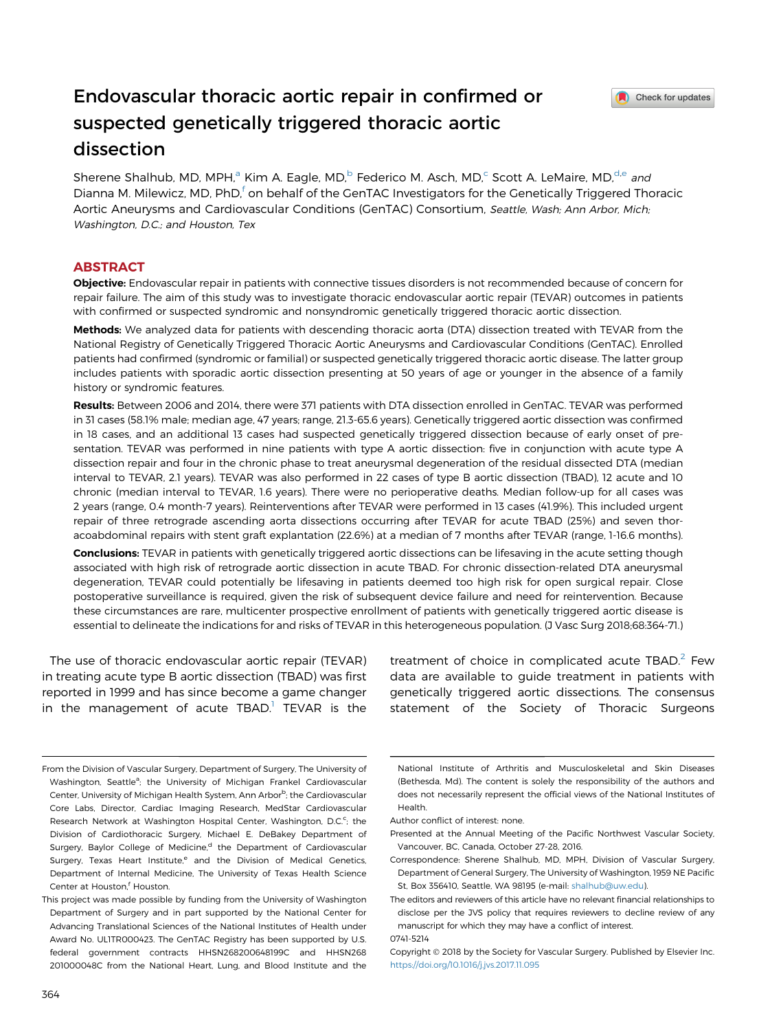# Endovascular thoracic aortic repair in confirmed or suspected genetically triggered thoracic aortic dissection

Sherene Shalhub, MD, MPH,[a] Kim A. Eagle, MD,[b] Federico M. Asch, MD,[c] Scott A. LeMaire, MD,[d,e] *and* Dianna M. Milewicz, MD, PhD,[f] on behalf of the GenTAC Investigators for the Genetically Triggered Thoracic Aortic Aneurysms and Cardiovascular Conditions (GenTAC) Consortium, *Seattle, Wash; Ann Arbor, Mich; Washington, D.C.; and Houston, Tex*

## ABSTRACT

**Objective:** Endovascular repair in patients with connective tissues disorders is not recommended because of concern for repair failure. The aim of this study was to investigate thoracic endovascular aortic repair (TEVAR) outcomes in patients with confirmed or suspected syndromic and nonsyndromic genetically triggered thoracic aortic dissection.

**Methods:** We analyzed data for patients with descending thoracic aorta (DTA) dissection treated with TEVAR from the National Registry of Genetically Triggered Thoracic Aortic Aneurysms and Cardiovascular Conditions (GenTAC). Enrolled patients had confirmed (syndromic or familial) or suspected genetically triggered thoracic aortic disease. The latter group includes patients with sporadic aortic dissection presenting at 50 years of age or younger in the absence of a family history or syndromic features.

**Results:** Between 2006 and 2014, there were 371 patients with DTA dissection enrolled in GenTAC. TEVAR was performed in 31 cases (58.1% male; median age, 47 years; range, 21.3-65.6 years). Genetically triggered aortic dissection was confirmed in 18 cases, and an additional 13 cases had suspected genetically triggered dissection because of early onset of presentation. TEVAR was performed in nine patients with type A aortic dissection: five in conjunction with acute type A dissection repair and four in the chronic phase to treat aneurysmal degeneration of the residual dissected DTA (median interval to TEVAR, 2.1 years). TEVAR was also performed in 22 cases of type B aortic dissection (TBAD), 12 acute and 10 chronic (median interval to TEVAR, 1.6 years). There were no perioperative deaths. Median follow-up for all cases was 2 years (range, 0.4 month-7 years). Reinterventions after TEVAR were performed in 13 cases (41.9%). This included urgent repair of three retrograde ascending aorta dissections occurring after TEVAR for acute TBAD (25%) and seven thoracoabdominal repairs with stent graft explantation (22.6%) at a median of 7 months after TEVAR (range, 1-16.6 months).

**Conclusions:** TEVAR in patients with genetically triggered aortic dissections can be lifesaving in the acute setting though associated with high risk of retrograde aortic dissection in acute TBAD. For chronic dissection-related DTA aneurysmal degeneration, TEVAR could potentially be lifesaving in patients deemed too high risk for open surgical repair. Close postoperative surveillance is required, given the risk of subsequent device failure and need for reintervention. Because these circumstances are rare, multicenter prospective enrollment of patients with genetically triggered aortic disease is essential to delineate the indications for and risks of TEVAR in this heterogeneous population. (J Vasc Surg 2018;68:364-71.)

The use of thoracic endovascular aortic repair (TEVAR) in treating acute type B aortic dissection (TBAD) was first reported in 1999 and has since become a game changer in the management of acute TBAD.[1] TEVAR is the treatment of choice in complicated acute TBAD.[2] Few data are available to guide treatment in patients with genetically triggered aortic dissections. The consensus statement of the Society of Thoracic Surgeons

---

From the Division of Vascular Surgery, Department of Surgery, The University of Washington, Seattle[a]; the University of Michigan Frankel Cardiovascular Center, University of Michigan Health System, Ann Arbor[b]; the Cardiovascular Core Labs, Director, Cardiac Imaging Research, MedStar Cardiovascular Research Network at Washington Hospital Center, Washington, D.C.[c]; the Division of Cardiothoracic Surgery, Michael E. DeBakey Department of Surgery, Baylor College of Medicine,[d] the Department of Cardiovascular Surgery, Texas Heart Institute,[e] and the Division of Medical Genetics, Department of Internal Medicine, The University of Texas Health Science Center at Houston,[f] Houston.

This project was made possible by funding from the University of Washington Department of Surgery and in part supported by the National Center for Advancing Translational Sciences of the National Institutes of Health under Award No. UL1TR000423. The GenTAC Registry has been supported by U.S. federal government contracts HHSN268200648199C and HHSN268201000048C from the National Heart, Lung, and Blood Institute and the National Institute of Arthritis and Musculoskeletal and Skin Diseases (Bethesda, Md). The content is solely the responsibility of the authors and does not necessarily represent the official views of the National Institutes of Health.

Author conflict of interest: none.

Presented at the Annual Meeting of the Pacific Northwest Vascular Society, Vancouver, BC, Canada, October 27-28, 2016.

Correspondence: Sherene Shalhub, MD, MPH, Division of Vascular Surgery, Department of General Surgery, The University of Washington, 1959 NE Pacific St, Box 356410, Seattle, WA 98195 (e-mail: shalhub@uw.edu).

The editors and reviewers of this article have no relevant financial relationships to disclose per the JVS policy that requires reviewers to decline review of any manuscript for which they may have a conflict of interest.

0741-5214

Copyright © 2018 by the Society for Vascular Surgery. Published by Elsevier Inc.
https://doi.org/10.1016/j.jvs.2017.11.095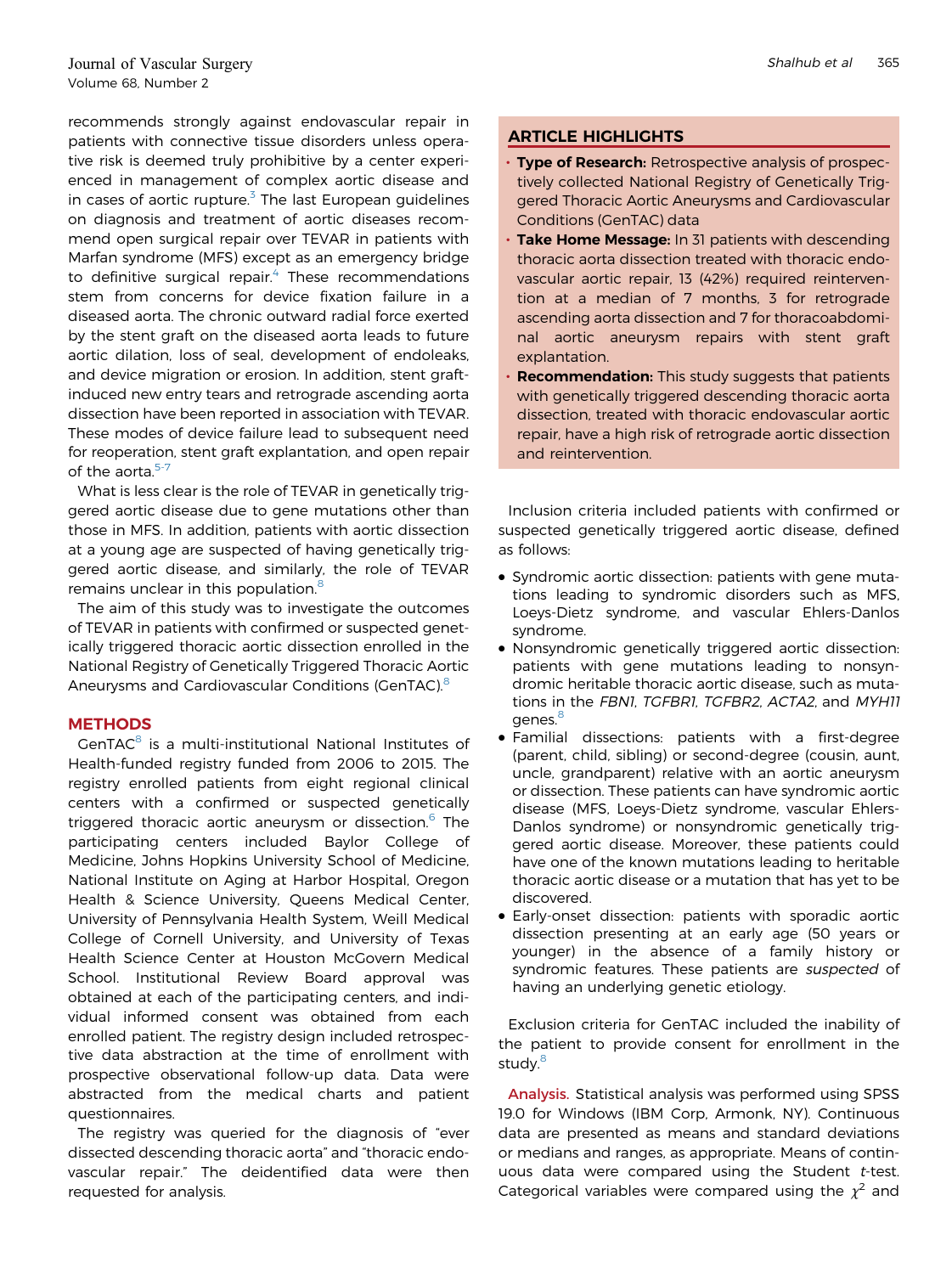recommends strongly against endovascular repair in patients with connective tissue disorders unless operative risk is deemed truly prohibitive by a center experienced in management of complex aortic disease and in cases of aortic rupture.[3] The last European guidelines on diagnosis and treatment of aortic diseases recommend open surgical repair over TEVAR in patients with Marfan syndrome (MFS) except as an emergency bridge to definitive surgical repair.[4] These recommendations stem from concerns for device fixation failure in a diseased aorta. The chronic outward radial force exerted by the stent graft on the diseased aorta leads to future aortic dilation, loss of seal, development of endoleaks, and device migration or erosion. In addition, stent graft-induced new entry tears and retrograde ascending aorta dissection have been reported in association with TEVAR. These modes of device failure lead to subsequent need for reoperation, stent graft explantation, and open repair of the aorta.[5-7]

What is less clear is the role of TEVAR in genetically triggered aortic disease due to gene mutations other than those in MFS. In addition, patients with aortic dissection at a young age are suspected of having genetically triggered aortic disease, and similarly, the role of TEVAR remains unclear in this population.[8]

The aim of this study was to investigate the outcomes of TEVAR in patients with confirmed or suspected genetically triggered thoracic aortic dissection enrolled in the National Registry of Genetically Triggered Thoracic Aortic Aneurysms and Cardiovascular Conditions (GenTAC).[8]

## ARTICLE HIGHLIGHTS

- **Type of Research:** Retrospective analysis of prospectively collected National Registry of Genetically Triggered Thoracic Aortic Aneurysms and Cardiovascular Conditions (GenTAC) data
- **Take Home Message:** In 31 patients with descending thoracic aorta dissection treated with thoracic endovascular aortic repair, 13 (42%) required reintervention at a median of 7 months, 3 for retrograde ascending aorta dissection and 7 for thoracoabdominal aortic aneurysm repairs with stent graft explantation.
- **Recommendation:** This study suggests that patients with genetically triggered descending thoracic aorta dissection, treated with thoracic endovascular aortic repair, have a high risk of retrograde aortic dissection and reintervention.

## METHODS

GenTAC[8] is a multi-institutional National Institutes of Health-funded registry funded from 2006 to 2015. The registry enrolled patients from eight regional clinical centers with a confirmed or suspected genetically triggered thoracic aortic aneurysm or dissection.[6] The participating centers included Baylor College of Medicine, Johns Hopkins University School of Medicine, National Institute on Aging at Harbor Hospital, Oregon Health & Science University, Queens Medical Center, University of Pennsylvania Health System, Weill Medical College of Cornell University, and University of Texas Health Science Center at Houston McGovern Medical School. Institutional Review Board approval was obtained at each of the participating centers, and individual informed consent was obtained from each enrolled patient. The registry design included retrospective data abstraction at the time of enrollment with prospective observational follow-up data. Data were abstracted from the medical charts and patient questionnaires.

The registry was queried for the diagnosis of "ever dissected descending thoracic aorta" and "thoracic endovascular repair." The deidentified data were then requested for analysis.

Inclusion criteria included patients with confirmed or suspected genetically triggered aortic disease, defined as follows:

- Syndromic aortic dissection: patients with gene mutations leading to syndromic disorders such as MFS, Loeys-Dietz syndrome, and vascular Ehlers-Danlos syndrome.
- Nonsyndromic genetically triggered aortic dissection: patients with gene mutations leading to nonsyndromic heritable thoracic aortic disease, such as mutations in the *FBN1*, *TGFBR1*, *TGFBR2*, *ACTA2*, and *MYH11* genes.[8]
- Familial dissections: patients with a first-degree (parent, child, sibling) or second-degree (cousin, aunt, uncle, grandparent) relative with an aortic aneurysm or dissection. These patients can have syndromic aortic disease (MFS, Loeys-Dietz syndrome, vascular Ehlers-Danlos syndrome) or nonsyndromic genetically triggered aortic disease. Moreover, these patients could have one of the known mutations leading to heritable thoracic aortic disease or a mutation that has yet to be discovered.
- Early-onset dissection: patients with sporadic aortic dissection presenting at an early age (50 years or younger) in the absence of a family history or syndromic features. These patients are *suspected* of having an underlying genetic etiology.

Exclusion criteria for GenTAC included the inability of the patient to provide consent for enrollment in the study.[8]

**Analysis.** Statistical analysis was performed using SPSS 19.0 for Windows (IBM Corp, Armonk, NY). Continuous data are presented as means and standard deviations or medians and ranges, as appropriate. Means of continuous data were compared using the Student *t*-test. Categorical variables were compared using the $\chi^2$ and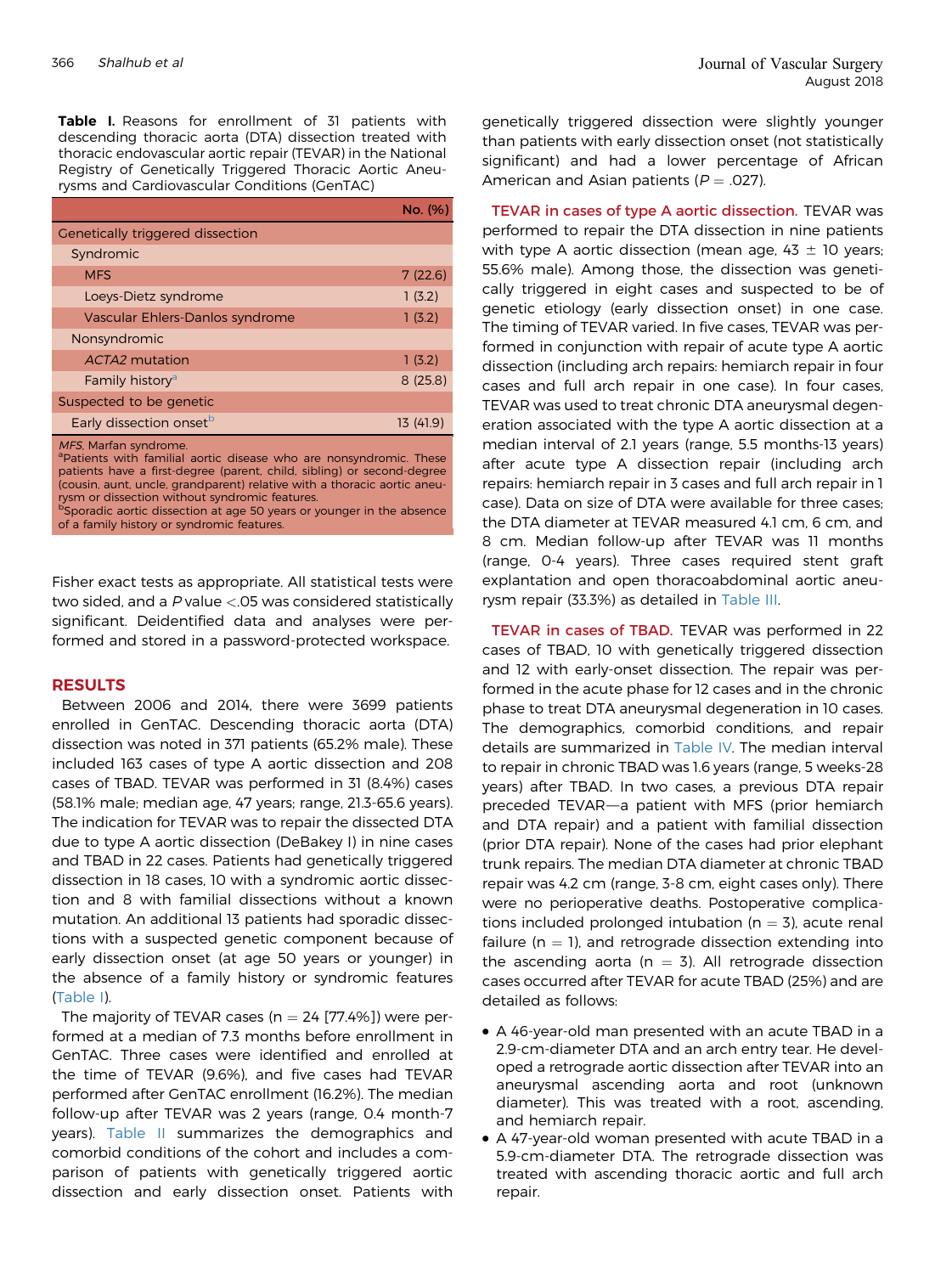**Table I.** Reasons for enrollment of 31 patients with descending thoracic aorta (DTA) dissection treated with thoracic endovascular aortic repair (TEVAR) in the National Registry of Genetically Triggered Thoracic Aortic Aneurysms and Cardiovascular Conditions (GenTAC)

| | No. (%) |
|---|---|
| Genetically triggered dissection | |
| Syndromic | |
| MFS | 7 (22.6) |
| Loeys-Dietz syndrome | 1 (3.2) |
| Vascular Ehlers-Danlos syndrome | 1 (3.2) |
| Nonsyndromic | |
| *ACTA2* mutation | 1 (3.2) |
| Family history[a] | 8 (25.8) |
| Suspected to be genetic | |
| Early dissection onset[b] | 13 (41.9) |

*MFS*, Marfan syndrome.
[a]Patients with familial aortic disease who are nonsyndromic. These patients have a first-degree (parent, child, sibling) or second-degree (cousin, aunt, uncle, grandparent) relative with a thoracic aortic aneurysm or dissection without syndromic features.
[b]Sporadic aortic dissection at age 50 years or younger in the absence of a family history or syndromic features.

Fisher exact tests as appropriate. All statistical tests were two sided, and a $P$ value <.05 was considered statistically significant. Deidentified data and analyses were performed and stored in a password-protected workspace.

## RESULTS

Between 2006 and 2014, there were 3699 patients enrolled in GenTAC. Descending thoracic aorta (DTA) dissection was noted in 371 patients (65.2% male). These included 163 cases of type A aortic dissection and 208 cases of TBAD. TEVAR was performed in 31 (8.4%) cases (58.1% male; median age, 47 years; range, 21.3-65.6 years). The indication for TEVAR was to repair the dissected DTA due to type A aortic dissection (DeBakey I) in nine cases and TBAD in 22 cases. Patients had genetically triggered dissection in 18 cases, 10 with a syndromic aortic dissection and 8 with familial dissections without a known mutation. An additional 13 patients had sporadic dissections with a suspected genetic component because of early dissection onset (at age 50 years or younger) in the absence of a family history or syndromic features (Table I).

The majority of TEVAR cases (n = 24 [77.4%]) were performed at a median of 7.3 months before enrollment in GenTAC. Three cases were identified and enrolled at the time of TEVAR (9.6%), and five cases had TEVAR performed after GenTAC enrollment (16.2%). The median follow-up after TEVAR was 2 years (range, 0.4 month-7 years). Table II summarizes the demographics and comorbid conditions of the cohort and includes a comparison of patients with genetically triggered aortic dissection and early dissection onset. Patients with genetically triggered dissection were slightly younger than patients with early dissection onset (not statistically significant) and had a lower percentage of African American and Asian patients ($P$ = .027).

**TEVAR in cases of type A aortic dissection.** TEVAR was performed to repair the DTA dissection in nine patients with type A aortic dissection (mean age, 43 ± 10 years; 55.6% male). Among those, the dissection was genetically triggered in eight cases and suspected to be of genetic etiology (early dissection onset) in one case. The timing of TEVAR varied. In five cases, TEVAR was performed in conjunction with repair of acute type A aortic dissection (including arch repairs: hemiarch repair in four cases and full arch repair in one case). In four cases, TEVAR was used to treat chronic DTA aneurysm degeneration associated with the type A aortic dissection at a median interval of 2.1 years (range, 5.5 months-13 years) after acute type A dissection repair (including arch repairs: hemiarch repair in 3 cases and full arch repair in 1 case). Data on size of DTA were available for three cases; the DTA diameter at TEVAR measured 4.1 cm, 6 cm, and 8 cm. Median follow-up after TEVAR was 11 months (range, 0-4 years). Three cases required stent graft explantation and open thoracoabdominal aortic aneurysm repair (33.3%) as detailed in Table III.

**TEVAR in cases of TBAD.** TEVAR was performed in 22 cases of TBAD, 10 with genetically triggered dissection and 12 with early-onset dissection. The repair was performed in the acute phase for 12 cases and in the chronic phase to treat DTA aneurysmal degeneration in 10 cases. The demographics, comorbid conditions, and repair details are summarized in Table IV. The median interval to repair in chronic TBAD was 1.6 years (range, 5 weeks-28 years) after TBAD. In two cases, a previous DTA repair preceded TEVAR—a patient with MFS (prior hemiarch and DTA repair) and a patient with familial dissection (prior DTA repair). None of the cases had prior elephant trunk repairs. The median DTA diameter at chronic TBAD repair was 4.2 cm (range, 3-8 cm, eight cases only). There were no perioperative deaths. Postoperative complications included prolonged intubation (n = 3), acute renal failure (n = 1), and retrograde dissection extending into the ascending aorta (n = 3). All retrograde dissection cases occurred after TEVAR for acute TBAD (25%) and are detailed as follows:

- A 46-year-old man presented with an acute TBAD in a 2.9-cm-diameter DTA and an arch entry tear. He developed a retrograde aortic dissection after TEVAR into an aneurysmal ascending aorta and root (unknown diameter). This was treated with a root, ascending, and hemiarch repair.
- A 47-year-old woman presented with acute TBAD in a 5.9-cm-diameter DTA. The retrograde dissection was treated with ascending thoracic aortic and full arch repair.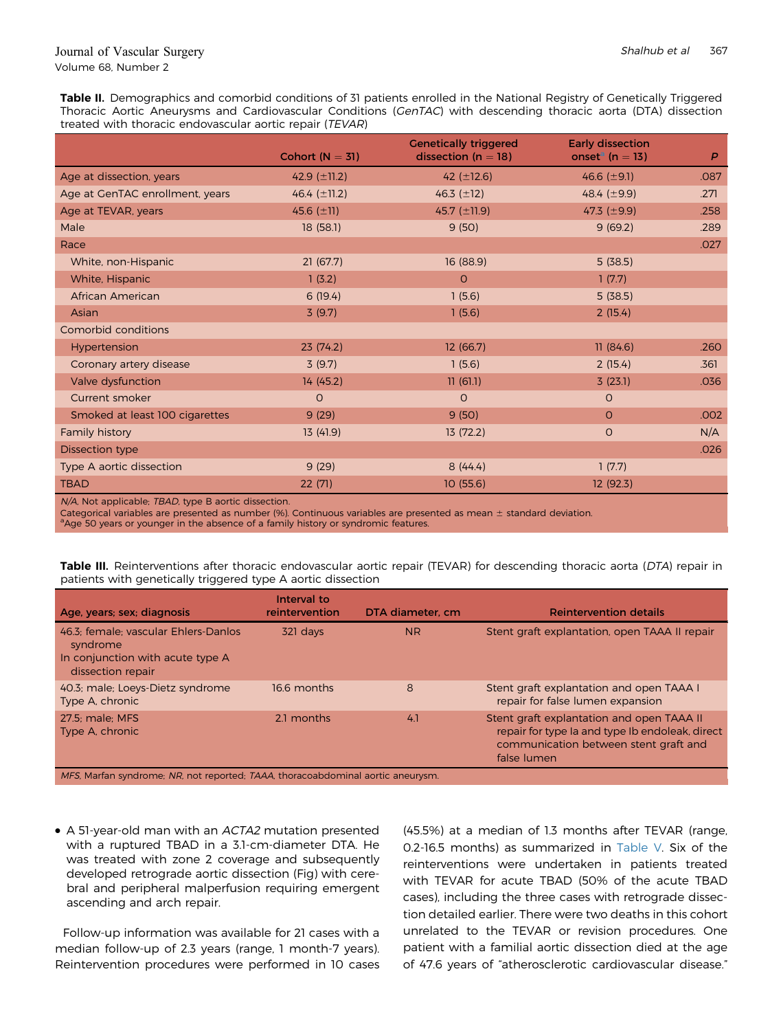**Table II.** Demographics and comorbid conditions of 31 patients enrolled in the National Registry of Genetically Triggered Thoracic Aortic Aneurysms and Cardiovascular Conditions (*GenTAC*) with descending thoracic aorta (DTA) dissection treated with thoracic endovascular aortic repair (*TEVAR*)

| | Cohort (N = 31) | Genetically triggered dissection (n = 18) | Early dissection onset[a] (n = 13) | *P* |
|---|---|---|---|---|
| Age at dissection, years | 42.9 (±11.2) | 42 (±12.6) | 46.6 (±9.1) | .087 |
| Age at GenTAC enrollment, years | 46.4 (±11.2) | 46.3 (±12) | 48.4 (±9.9) | .271 |
| Age at TEVAR, years | 45.6 (±11) | 45.7 (±11.9) | 47.3 (±9.9) | .258 |
| Male | 18 (58.1) | 9 (50) | 9 (69.2) | .289 |
| Race | | | | .027 |
| White, non-Hispanic | 21 (67.7) | 16 (88.9) | 5 (38.5) | |
| White, Hispanic | 1 (3.2) | 0 | 1 (7.7) | |
| African American | 6 (19.4) | 1 (5.6) | 5 (38.5) | |
| Asian | 3 (9.7) | 1 (5.6) | 2 (15.4) | |
| Comorbid conditions | | | | |
| Hypertension | 23 (74.2) | 12 (66.7) | 11 (84.6) | .260 |
| Coronary artery disease | 3 (9.7) | 1 (5.6) | 2 (15.4) | .361 |
| Valve dysfunction | 14 (45.2) | 11 (61.1) | 3 (23.1) | .036 |
| Current smoker | 0 | 0 | 0 | |
| Smoked at least 100 cigarettes | 9 (29) | 9 (50) | 0 | .002 |
| Family history | 13 (41.9) | 13 (72.2) | 0 | N/A |
| Dissection type | | | | .026 |
| Type A aortic dissection | 9 (29) | 8 (44.4) | 1 (7.7) | |
| TBAD | 22 (71) | 10 (55.6) | 12 (92.3) | |

*N/A*, Not applicable; *TBAD*, type B aortic dissection.
Categorical variables are presented as number (%). Continuous variables are presented as mean ± standard deviation.
[a]Age 50 years or younger in the absence of a family history or syndromic features.

**Table III.** Reinterventions after thoracic endovascular aortic repair (TEVAR) for descending thoracic aorta (*DTA*) repair in patients with genetically triggered type A aortic dissection

| Age, years; sex; diagnosis | Interval to reintervention | DTA diameter, cm | Reintervention details |
|---|---|---|---|
| 46.3; female; vascular Ehlers-Danlos syndrome; In conjunction with acute type A dissection repair | 321 days | NR | Stent graft explantation, open TAAA II repair |
| 40.3; male; Loeys-Dietz syndrome; Type A, chronic | 16.6 months | 8 | Stent graft explantation and open TAAA I repair for false lumen expansion |
| 27.5; male; MFS; Type A, chronic | 2.1 months | 4.1 | Stent graft explantation and open TAAA II repair for type Ia and type Ib endoleak, direct communication between stent graft and false lumen |

*MFS*, Marfan syndrome; *NR*, not reported; *TAAA*, thoracoabdominal aortic aneurysm.

- A 51-year-old man with an *ACTA2* mutation presented with a ruptured TBAD in a 3.1-cm-diameter DTA. He was treated with zone 2 coverage and subsequently developed retrograde aortic dissection (Fig) with cerebral and peripheral malperfusion requiring emergent ascending and arch repair.

Follow-up information was available for 21 cases with a median follow-up of 2.3 years (range, 1 month-7 years). Reintervention procedures were performed in 10 cases (45.5%) at a median of 1.3 months after TEVAR (range, 0.2-16.5 months) as summarized in Table V. Six of the reinterventions were undertaken in patients treated with TEVAR for acute TBAD (50% of the acute TBAD cases), including the three cases with retrograde dissection detailed earlier. There were two deaths in this cohort unrelated to the TEVAR or revision procedures. One patient with a familial aortic dissection died at the age of 47.6 years of "atherosclerotic cardiovascular disease."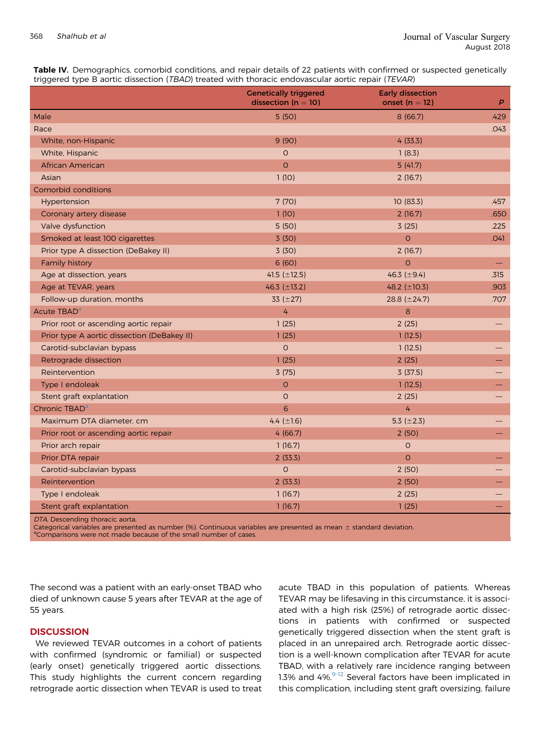**Table IV.** Demographics, comorbid conditions, and repair details of 22 patients with confirmed or suspected genetically triggered type B aortic dissection (*TBAD*) treated with thoracic endovascular aortic repair (*TEVAR*)

| | Genetically triggered dissection (n = 10) | Early dissection onset (n = 12) | *P* |
|---|---|---|---|
| Male | 5 (50) | 8 (66.7) | .429 |
| Race | | | .043 |
| White, non-Hispanic | 9 (90) | 4 (33.3) | |
| White, Hispanic | 0 | 1 (8.3) | |
| African American | 0 | 5 (41.7) | |
| Asian | 1 (10) | 2 (16.7) | |
| Comorbid conditions | | | |
| Hypertension | 7 (70) | 10 (83.3) | .457 |
| Coronary artery disease | 1 (10) | 2 (16.7) | .650 |
| Valve dysfunction | 5 (50) | 3 (25) | .225 |
| Smoked at least 100 cigarettes | 3 (30) | 0 | .041 |
| Prior type A dissection (DeBakey II) | 3 (30) | 2 (16.7) | |
| Family history | 6 (60) | 0 | — |
| Age at dissection, years | 41.5 (±12.5) | 46.3 (±9.4) | .315 |
| Age at TEVAR, years | 46.3 (±13.2) | 48.2 (±10.3) | .903 |
| Follow-up duration, months | 33 (±27) | 28.8 (±24.7) | .707 |
| Acute TBAD[a] | 4 | 8 | |
| Prior root or ascending aortic repair | 1 (25) | 2 (25) | — |
| Prior type A aortic dissection (DeBakey II) | 1 (25) | 1 (12.5) | |
| Carotid-subclavian bypass | 0 | 1 (12.5) | — |
| Retrograde dissection | 1 (25) | 2 (25) | — |
| Reintervention | 3 (75) | 3 (37.5) | — |
| Type I endoleak | 0 | 1 (12.5) | — |
| Stent graft explantation | 0 | 2 (25) | — |
| Chronic TBAD[a] | 6 | 4 | |
| Maximum DTA diameter, cm | 4.4 (±1.6) | 5.3 (±2.3) | — |
| Prior root or ascending aortic repair | 4 (66.7) | 2 (50) | — |
| Prior arch repair | 1 (16.7) | 0 | |
| Prior DTA repair | 2 (33.3) | 0 | — |
| Carotid-subclavian bypass | 0 | 2 (50) | — |
| Reintervention | 2 (33.3) | 2 (50) | — |
| Type I endoleak | 1 (16.7) | 2 (25) | — |
| Stent graft explantation | 1 (16.7) | 1 (25) | — |

*DTA*, Descending thoracic aorta.
Categorical variables are presented as number (%). Continuous variables are presented as mean ± standard deviation.
[a]Comparisons were not made because of the small number of cases.

The second was a patient with an early-onset TBAD who died of unknown cause 5 years after TEVAR at the age of 55 years.

## DISCUSSION

We reviewed TEVAR outcomes in a cohort of patients with confirmed (syndromic or familial) or suspected (early onset) genetically triggered aortic dissections. This study highlights the current concern regarding retrograde aortic dissection when TEVAR is used to treat acute TBAD in this population of patients. Whereas TEVAR may be lifesaving in this circumstance, it is associated with a high risk (25%) of retrograde aortic dissections in patients with confirmed or suspected genetically triggered dissection when the stent graft is placed in an unrepaired arch. Retrograde aortic dissection is a well-known complication after TEVAR for acute TBAD, with a relatively rare incidence ranging between 1.3% and 4%.[9-12] Several factors have been implicated in this complication, including stent graft oversizing, failure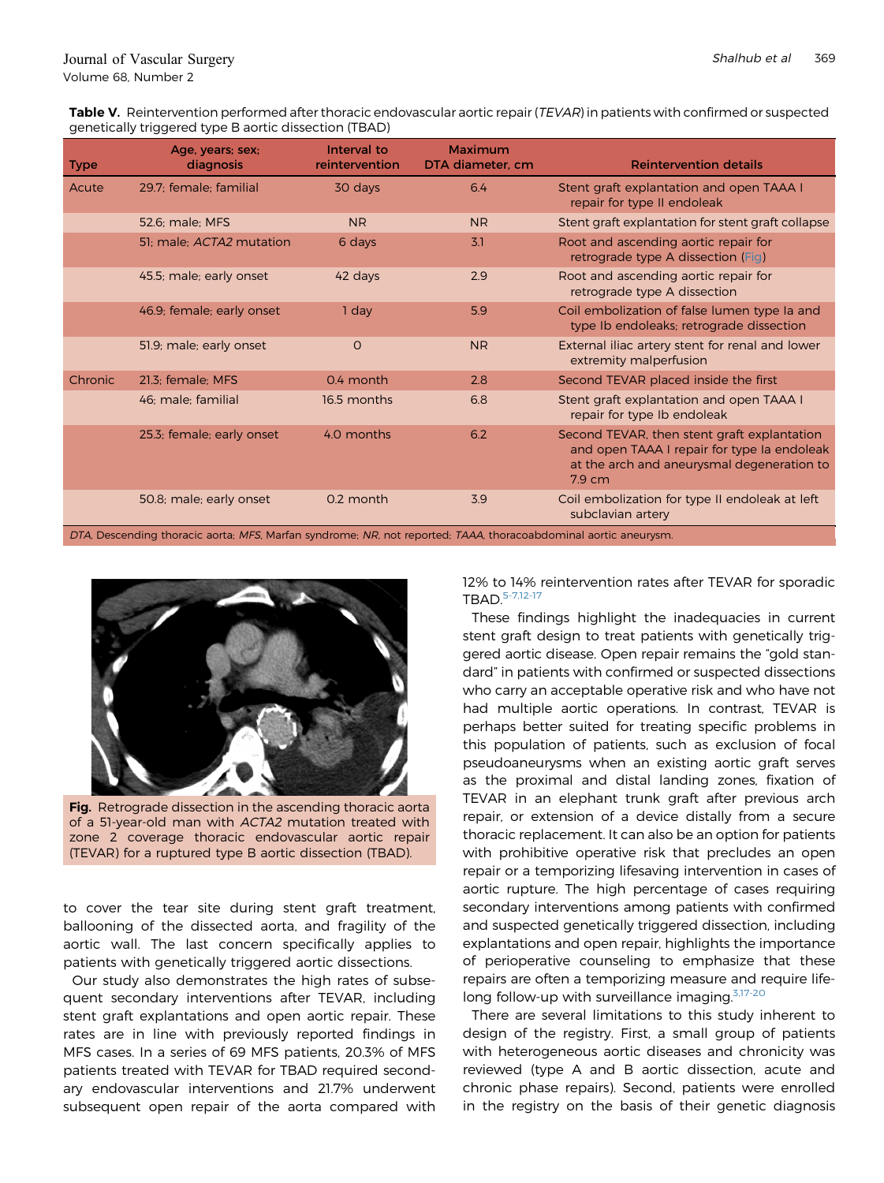**Table V.** Reintervention performed after thoracic endovascular aortic repair (*TEVAR*) in patients with confirmed or suspected genetically triggered type B aortic dissection (TBAD)

| Type | Age, years; sex; diagnosis | Interval to reintervention | Maximum DTA diameter, cm | Reintervention details |
|---|---|---|---|---|
| Acute | 29.7; female; familial | 30 days | 6.4 | Stent graft explantation and open TAAA I repair for type II endoleak |
| | 52.6; male; MFS | NR | NR | Stent graft explantation for stent graft collapse |
| | 51; male; *ACTA2* mutation | 6 days | 3.1 | Root and ascending aortic repair for retrograde type A dissection (Fig) |
| | 45.5; male; early onset | 42 days | 2.9 | Root and ascending aortic repair for retrograde type A dissection |
| | 46.9; female; early onset | 1 day | 5.9 | Coil embolization of false lumen type Ia and type Ib endoleaks; retrograde dissection |
| | 51.9; male; early onset | 0 | NR | External iliac artery stent for renal and lower extremity malperfusion |
| Chronic | 21.3; female; MFS | 0.4 month | 2.8 | Second TEVAR placed inside the first |
| | 46; male; familial | 16.5 months | 6.8 | Stent graft explantation and open TAAA I repair for type Ib endoleak |
| | 25.3; female; early onset | 4.0 months | 6.2 | Second TEVAR, then stent graft explantation and open TAAA I repair for type Ia endoleak at the arch and aneurysmal degeneration to 7.9 cm |
| | 50.8; male; early onset | 0.2 month | 3.9 | Coil embolization for type II endoleak at left subclavian artery |

*DTA*, Descending thoracic aorta; *MFS*, Marfan syndrome; *NR*, not reported; *TAAA*, thoracoabdominal aortic aneurysm.

**Fig.** Retrograde dissection in the ascending thoracic aorta of a 51-year-old man with *ACTA2* mutation treated with zone 2 coverage thoracic endovascular aortic repair (TEVAR) for a ruptured type B aortic dissection (TBAD).

to cover the tear site during stent graft treatment, ballooning of the dissected aorta, and fragility of the aortic wall. The last concern specifically applies to patients with genetically triggered aortic dissections.

Our study also demonstrates the high rates of subsequent secondary interventions after TEVAR, including stent graft explantations and open aortic repair. These rates are in line with previously reported findings in MFS cases. In a series of 69 MFS patients, 20.3% of MFS patients treated with TEVAR for TBAD required secondary endovascular interventions and 21.7% underwent subsequent open repair of the aorta compared with 12% to 14% reintervention rates after TEVAR for sporadic TBAD.[5-7,12-17]

These findings highlight the inadequacies in current stent graft design to treat patients with genetically triggered aortic disease. Open repair remains the "gold standard" in patients with confirmed or suspected dissections who carry an acceptable operative risk and who have not had multiple aortic operations. In contrast, TEVAR is perhaps better suited for treating specific problems in this population of patients, such as exclusion of focal pseudoaneurysms when an existing aortic graft serves as the proximal and distal landing zones, fixation of TEVAR in an elephant trunk graft after previous arch repair, or extension of a device distally from a secure thoracic replacement. It can also be an option for patients with prohibitive operative risk that precludes an open repair or a temporizing lifesaving intervention in cases of aortic rupture. The high percentage of cases requiring secondary interventions among patients with confirmed and suspected genetically triggered dissection, including explantations and open repair, highlights the importance of perioperative counseling to emphasize that these repairs are often a temporizing measure and require lifelong follow-up with surveillance imaging.[3,17-20]

There are several limitations to this study inherent to design of the registry. First, a small group of patients with heterogeneous aortic diseases and chronicity was reviewed (type A and B aortic dissection, acute and chronic phase repairs). Second, patients were enrolled in the registry on the basis of their genetic diagnosis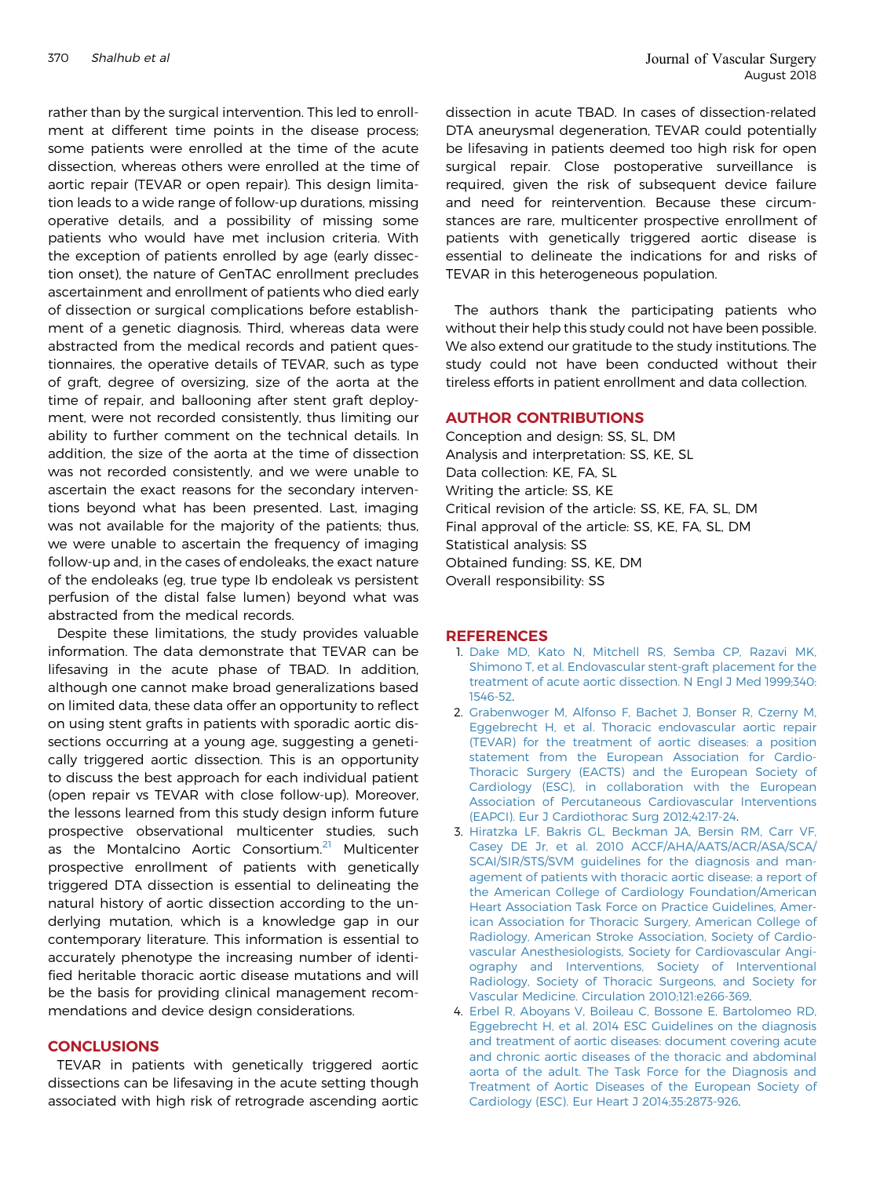rather than by the surgical intervention. This led to enrollment at different time points in the disease process; some patients were enrolled at the time of the acute dissection, whereas others were enrolled at the time of aortic repair (TEVAR or open repair). This design limitation leads to a wide range of follow-up durations, missing operative details, and a possibility of missing some patients who would have met inclusion criteria. With the exception of patients enrolled by age (early dissection onset), the nature of GenTAC enrollment precludes ascertainment and enrollment of patients who died early of dissection or surgical complications before establishment of a genetic diagnosis. Third, whereas data were abstracted from the medical records and patient questionnaires, the operative details of TEVAR, such as type of graft, degree of oversizing, size of the aorta at the time of repair, and ballooning after stent graft deployment, were not recorded consistently, thus limiting our ability to further comment on the technical details. In addition, the size of the aorta at the time of dissection was not recorded consistently, and we were unable to ascertain the exact reasons for the secondary interventions beyond what has been presented. Last, imaging was not available for the majority of the patients; thus, we were unable to ascertain the frequency of imaging follow-up and, in the cases of endoleaks, the exact nature of the endoleaks (eg, true type Ib endoleak vs persistent perfusion of the distal false lumen) beyond what was abstracted from the medical records.

Despite these limitations, the study provides valuable information. The data demonstrate that TEVAR can be lifesaving in the acute phase of TBAD. In addition, although one cannot make broad generalizations based on limited data, these data offer an opportunity to reflect on using stent grafts in patients with sporadic aortic dissections occurring at a young age, suggesting a genetically triggered aortic dissection. This is an opportunity to discuss the best approach for each individual patient (open repair vs TEVAR with close follow-up). Moreover, the lessons learned from this study design inform future prospective observational multicenter studies, such as the Montalcino Aortic Consortium.[21] Multicenter prospective enrollment of patients with genetically triggered DTA dissection is essential to delineating the natural history of aortic dissection according to the underlying mutation, which is a knowledge gap in our contemporary literature. This information is essential to accurately phenotype the increasing number of identified heritable thoracic aortic disease mutations and will be the basis for providing clinical management recommendations and device design considerations.

## CONCLUSIONS

TEVAR in patients with genetically triggered aortic dissections can be lifesaving in the acute setting though associated with high risk of retrograde ascending aortic dissection in acute TBAD. In cases of dissection-related DTA aneurysmal degeneration, TEVAR could potentially be lifesaving in patients deemed too high risk for open surgical repair. Close postoperative surveillance is required, given the risk of subsequent device failure and need for reintervention. Because these circumstances are rare, multicenter prospective enrollment of patients with genetically triggered aortic disease is essential to delineate the indications for and risks of TEVAR in this heterogeneous population.

The authors thank the participating patients who without their help this study could not have been possible. We also extend our gratitude to the study institutions. The study could not have been conducted without their tireless efforts in patient enrollment and data collection.

## AUTHOR CONTRIBUTIONS

Conception and design: SS, SL, DM
Analysis and interpretation: SS, KE, SL
Data collection: KE, FA, SL
Writing the article: SS, KE
Critical revision of the article: SS, KE, FA, SL, DM
Final approval of the article: SS, KE, FA, SL, DM
Statistical analysis: SS
Obtained funding: SS, KE, DM
Overall responsibility: SS

## REFERENCES

1. Dake MD, Kato N, Mitchell RS, Semba CP, Razavi MK, Shimono T, et al. Endovascular stent-graft placement for the treatment of acute aortic dissection. N Engl J Med 1999;340:1546-52.
2. Grabenwoger M, Alfonso F, Bachet J, Bonser R, Czerny M, Eggebrecht H, et al. Thoracic endovascular aortic repair (TEVAR) for the treatment of aortic diseases: a position statement from the European Association for Cardio-Thoracic Surgery (EACTS) and the European Society of Cardiology (ESC), in collaboration with the European Association of Percutaneous Cardiovascular Interventions (EAPCI). Eur J Cardiothorac Surg 2012;42:17-24.
3. Hiratzka LF, Bakris GL, Beckman JA, Bersin RM, Carr VF, Casey DE Jr, et al. 2010 ACCF/AHA/AATS/ACR/ASA/SCA/SCAI/SIR/STS/SVM guidelines for the diagnosis and management of patients with thoracic aortic disease: a report of the American College of Cardiology Foundation/American Heart Association Task Force on Practice Guidelines, American Association for Thoracic Surgery, American College of Radiology, American Stroke Association, Society of Cardiovascular Anesthesiologists, Society for Cardiovascular Angiography and Interventions, Society of Interventional Radiology, Society of Thoracic Surgeons, and Society for Vascular Medicine. Circulation 2010;121:e266-369.
4. Erbel R, Aboyans V, Boileau C, Bossone E, Bartolomeo RD, Eggebrecht H, et al. 2014 ESC Guidelines on the diagnosis and treatment of aortic diseases: document covering acute and chronic aortic diseases of the thoracic and abdominal aorta of the adult. The Task Force for the Diagnosis and Treatment of Aortic Diseases of the European Society of Cardiology (ESC). Eur Heart J 2014;35:2873-926.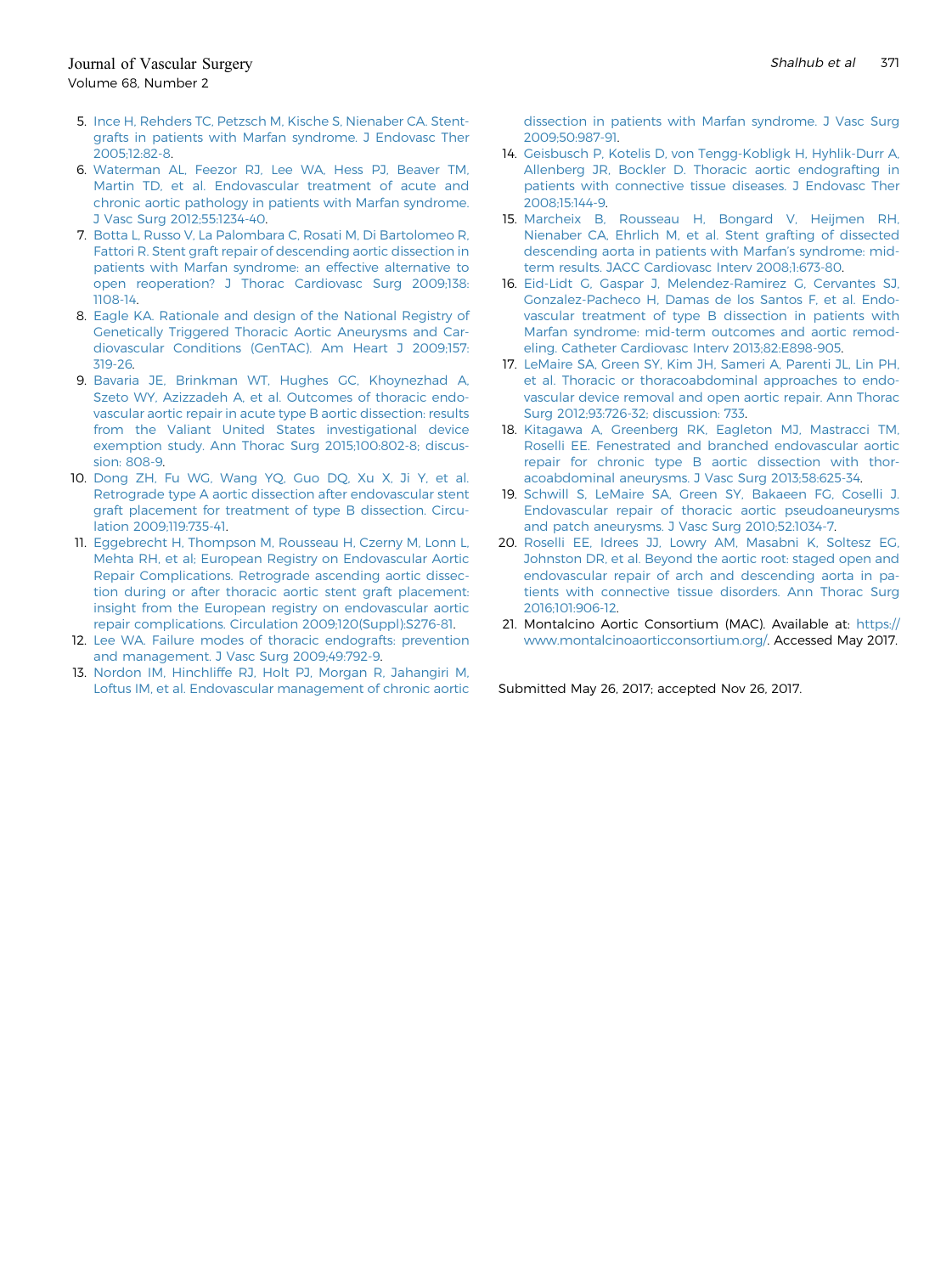5. Ince H, Rehders TC, Petzsch M, Kische S, Nienaber CA. Stent-grafts in patients with Marfan syndrome. J Endovasc Ther 2005;12:82-8.
6. Waterman AL, Feezor RJ, Lee WA, Hess PJ, Beaver TM, Martin TD, et al. Endovascular treatment of acute and chronic aortic pathology in patients with Marfan syndrome. J Vasc Surg 2012;55:1234-40.
7. Botta L, Russo V, La Palombara C, Rosati M, Di Bartolomeo R, Fattori R. Stent graft repair of descending aortic dissection in patients with Marfan syndrome: an effective alternative to open reoperation? J Thorac Cardiovasc Surg 2009;138:1108-14.
8. Eagle KA. Rationale and design of the National Registry of Genetically Triggered Thoracic Aortic Aneurysms and Cardiovascular Conditions (GenTAC). Am Heart J 2009;157:319-26.
9. Bavaria JE, Brinkman WT, Hughes GC, Khoynezhad A, Szeto WY, Azizzadeh A, et al. Outcomes of thoracic endovascular aortic repair in acute type B aortic dissection: results from the Valiant United States investigational device exemption study. Ann Thorac Surg 2015;100:802-8; discussion: 808-9.
10. Dong ZH, Fu WG, Wang YQ, Guo DQ, Xu X, Ji Y, et al. Retrograde type A aortic dissection after endovascular stent graft placement for treatment of type B dissection. Circulation 2009;119:735-41.
11. Eggebrecht H, Thompson M, Rousseau H, Czerny M, Lonn L, Mehta RH, et al; European Registry on Endovascular Aortic Repair Complications. Retrograde ascending aortic dissection during or after thoracic aortic stent graft placement: insight from the European registry on endovascular aortic repair complications. Circulation 2009;120(Suppl):S276-81.
12. Lee WA. Failure modes of thoracic endografts: prevention and management. J Vasc Surg 2009;49:792-9.
13. Nordon IM, Hinchliffe RJ, Holt PJ, Morgan R, Jahangiri M, Loftus IM, et al. Endovascular management of chronic aortic dissection in patients with Marfan syndrome. J Vasc Surg 2009;50:987-91.
14. Geisbusch P, Kotelis D, von Tengg-Kobligk H, Hyhlik-Durr A, Allenberg JR, Bockler D. Thoracic aortic endografting in patients with connective tissue diseases. J Endovasc Ther 2008;15:144-9.
15. Marcheix B, Rousseau H, Bongard V, Heijmen RH, Nienaber CA, Ehrlich M, et al. Stent grafting of dissected descending aorta in patients with Marfan's syndrome: mid-term results. JACC Cardiovasc Interv 2008;1:673-80.
16. Eid-Lidt G, Gaspar J, Melendez-Ramirez G, Cervantes SJ, Gonzalez-Pacheco H, Damas de los Santos F, et al. Endovascular treatment of type B dissection in patients with Marfan syndrome: mid-term outcomes and aortic remodeling. Catheter Cardiovasc Interv 2013;82:E898-905.
17. LeMaire SA, Green SY, Kim JH, Sameri A, Parenti JL, Lin PH, et al. Thoracic or thoracoabdominal approaches to endovascular device removal and open aortic repair. Ann Thorac Surg 2012;93:726-32; discussion: 733.
18. Kitagawa A, Greenberg RK, Eagleton MJ, Mastracci TM, Roselli EE. Fenestrated and branched endovascular aortic repair for chronic type B aortic dissection with thoracoabdominal aneurysms. J Vasc Surg 2013;58:625-34.
19. Schwill S, LeMaire SA, Green SY, Bakaeen FG, Coselli J. Endovascular repair of thoracic aortic pseudoaneurysms and patch aneurysms. J Vasc Surg 2010;52:1034-7.
20. Roselli EE, Idrees JJ, Lowry AM, Masabni K, Soltesz EG, Johnston DR, et al. Beyond the aortic root: staged open and endovascular repair of arch and descending aorta in patients with connective tissue disorders. Ann Thorac Surg 2016;101:906-12.
21. Montalcino Aortic Consortium (MAC). Available at: https://www.montalcinoaorticconsortium.org/. Accessed May 2017.

Submitted May 26, 2017; accepted Nov 26, 2017.